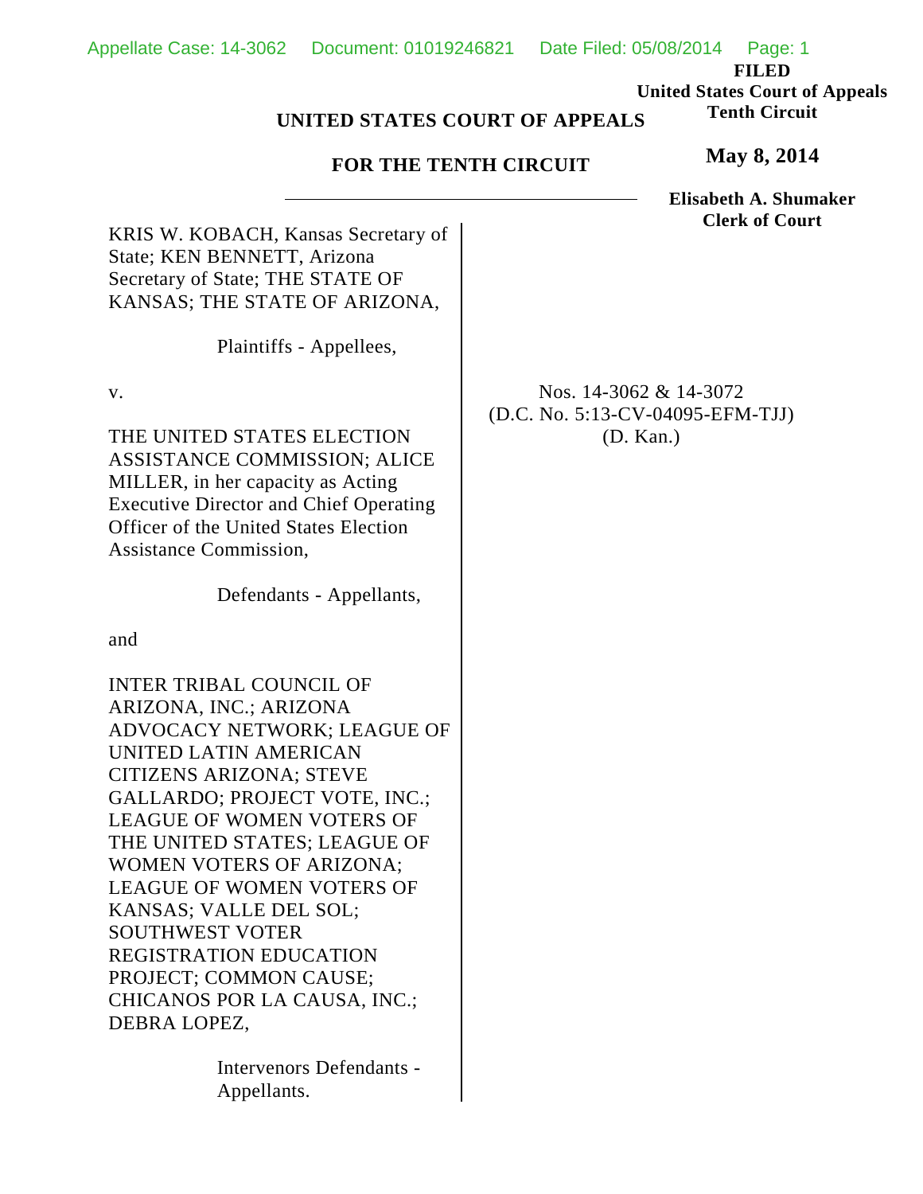**FILED**
**United States Court of Appeals**
**Tenth Circuit**

**May 8, 2014**

**Elisabeth A. Shumaker**
**Clerk of Court**

**UNITED STATES COURT OF APPEALS**

**FOR THE TENTH CIRCUIT**

---

KRIS W. KOBACH, Kansas Secretary of State; KEN BENNETT, Arizona Secretary of State; THE STATE OF KANSAS; THE STATE OF ARIZONA,

Plaintiffs - Appellees,

v.

THE UNITED STATES ELECTION ASSISTANCE COMMISSION; ALICE MILLER, in her capacity as Acting Executive Director and Chief Operating Officer of the United States Election Assistance Commission,

Defendants - Appellants,

and

INTER TRIBAL COUNCIL OF ARIZONA, INC.; ARIZONA ADVOCACY NETWORK; LEAGUE OF UNITED LATIN AMERICAN CITIZENS ARIZONA; STEVE GALLARDO; PROJECT VOTE, INC.; LEAGUE OF WOMEN VOTERS OF THE UNITED STATES; LEAGUE OF WOMEN VOTERS OF ARIZONA; LEAGUE OF WOMEN VOTERS OF KANSAS; VALLE DEL SOL; SOUTHWEST VOTER REGISTRATION EDUCATION PROJECT; COMMON CAUSE; CHICANOS POR LA CAUSA, INC.; DEBRA LOPEZ,

Intervenors Defendants - Appellants.

Nos. 14-3062 & 14-3072
(D.C. No. 5:13-CV-04095-EFM-TJJ)
(D. Kan.)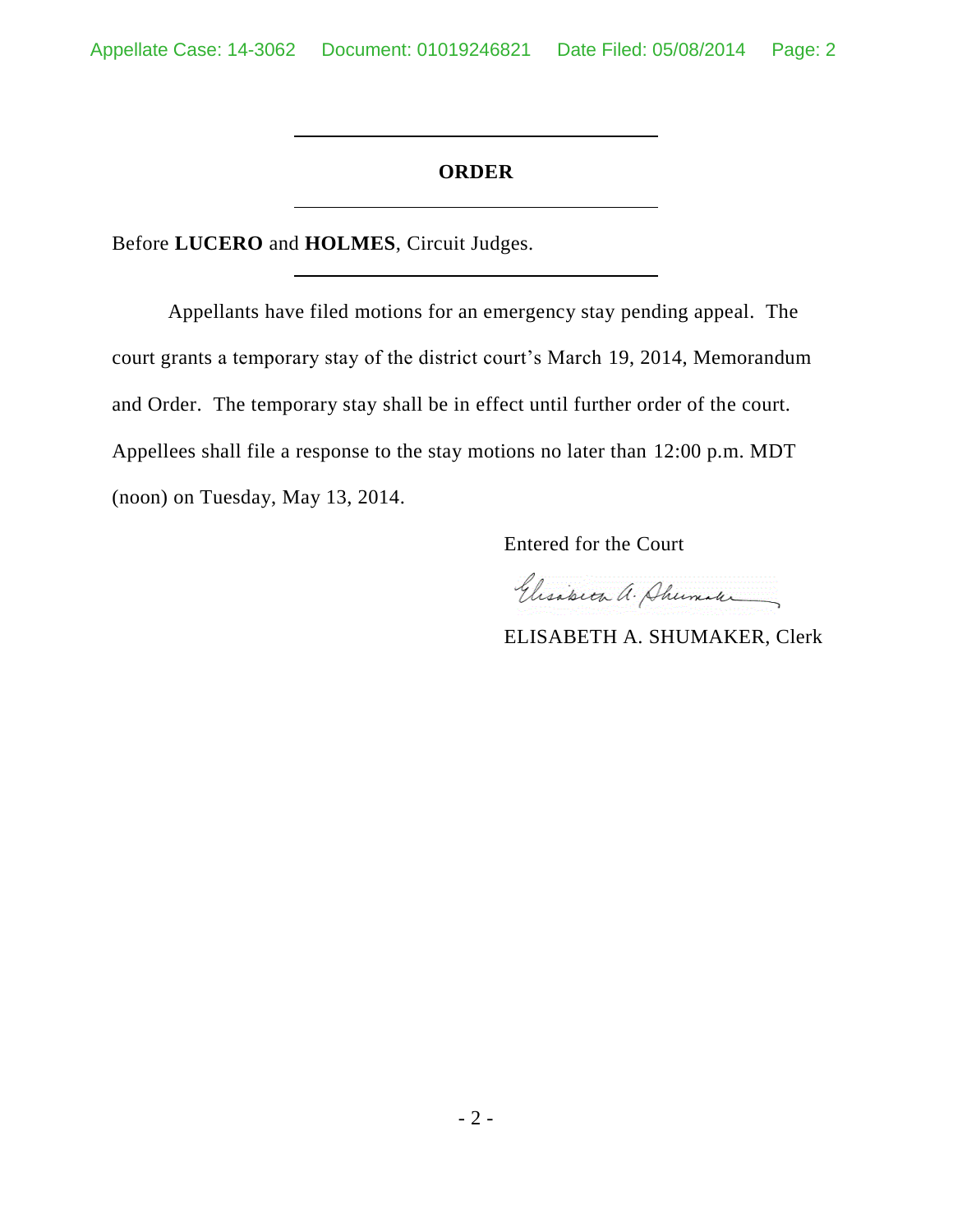## ORDER

Before **LUCERO** and **HOLMES**, Circuit Judges.

Appellants have filed motions for an emergency stay pending appeal. The court grants a temporary stay of the district court's March 19, 2014, Memorandum and Order. The temporary stay shall be in effect until further order of the court. Appellees shall file a response to the stay motions no later than 12:00 p.m. MDT (noon) on Tuesday, May 13, 2014.

Entered for the Court

ELISABETH A. SHUMAKER, Clerk